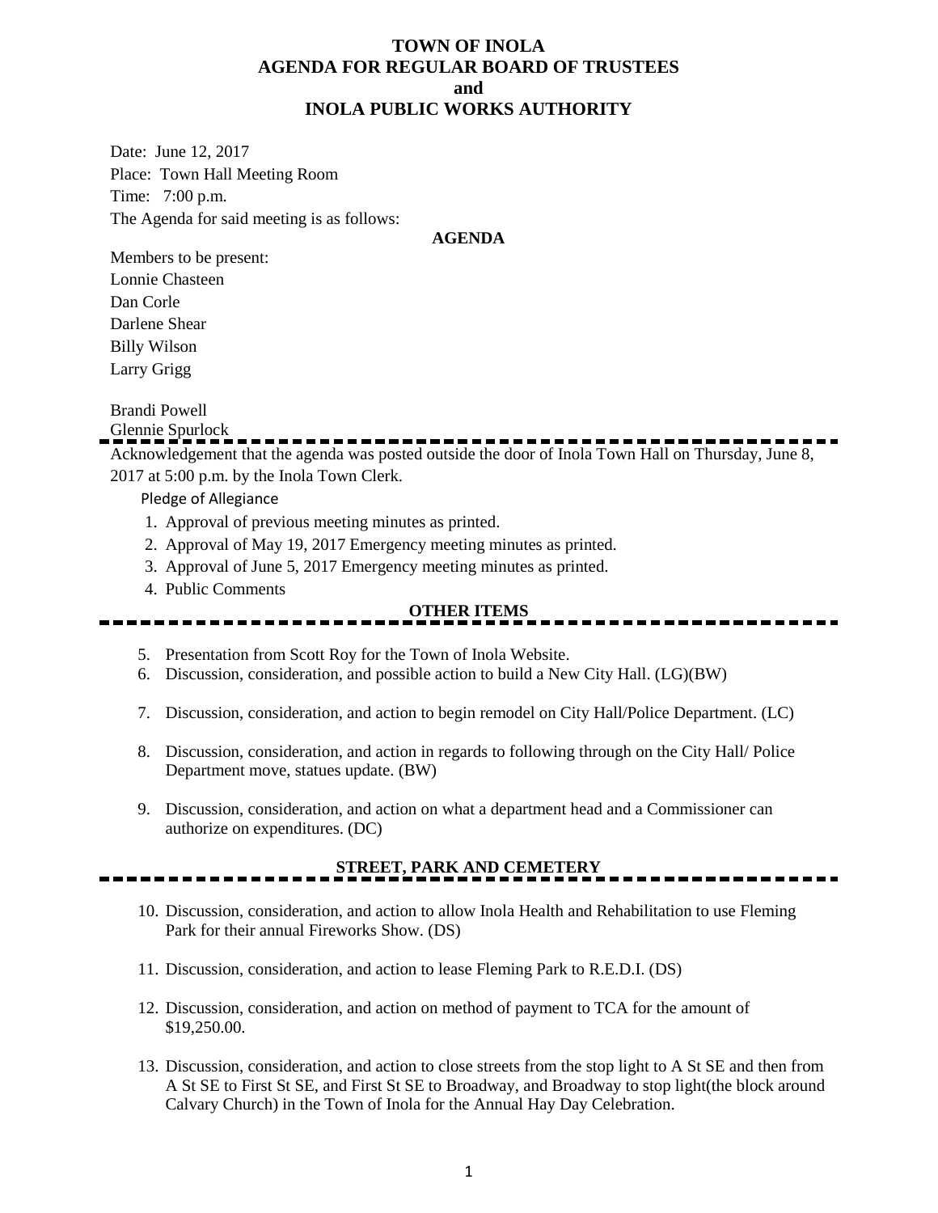# TOWN OF INOLA
# AGENDA FOR REGULAR BOARD OF TRUSTEES
# and
# INOLA PUBLIC WORKS AUTHORITY

Date: June 12, 2017
Place: Town Hall Meeting Room
Time: 7:00 p.m.
The Agenda for said meeting is as follows:

**AGENDA**

Members to be present:
Lonnie Chasteen
Dan Corle
Darlene Shear
Billy Wilson
Larry Grigg

Brandi Powell
Glennie Spurlock

---

Acknowledgement that the agenda was posted outside the door of Inola Town Hall on Thursday, June 8, 2017 at 5:00 p.m. by the Inola Town Clerk.

Pledge of Allegiance

1. Approval of previous meeting minutes as printed.
2. Approval of May 19, 2017 Emergency meeting minutes as printed.
3. Approval of June 5, 2017 Emergency meeting minutes as printed.
4. Public Comments

**OTHER ITEMS**

---

5. Presentation from Scott Roy for the Town of Inola Website.
6. Discussion, consideration, and possible action to build a New City Hall. (LG)(BW)
7. Discussion, consideration, and action to begin remodel on City Hall/Police Department. (LC)
8. Discussion, consideration, and action in regards to following through on the City Hall/ Police Department move, statues update. (BW)
9. Discussion, consideration, and action on what a department head and a Commissioner can authorize on expenditures. (DC)

**STREET, PARK AND CEMETERY**

---

10. Discussion, consideration, and action to allow Inola Health and Rehabilitation to use Fleming Park for their annual Fireworks Show. (DS)
11. Discussion, consideration, and action to lease Fleming Park to R.E.D.I. (DS)
12. Discussion, consideration, and action on method of payment to TCA for the amount of $19,250.00.
13. Discussion, consideration, and action to close streets from the stop light to A St SE and then from A St SE to First St SE, and First St SE to Broadway, and Broadway to stop light(the block around Calvary Church) in the Town of Inola for the Annual Hay Day Celebration.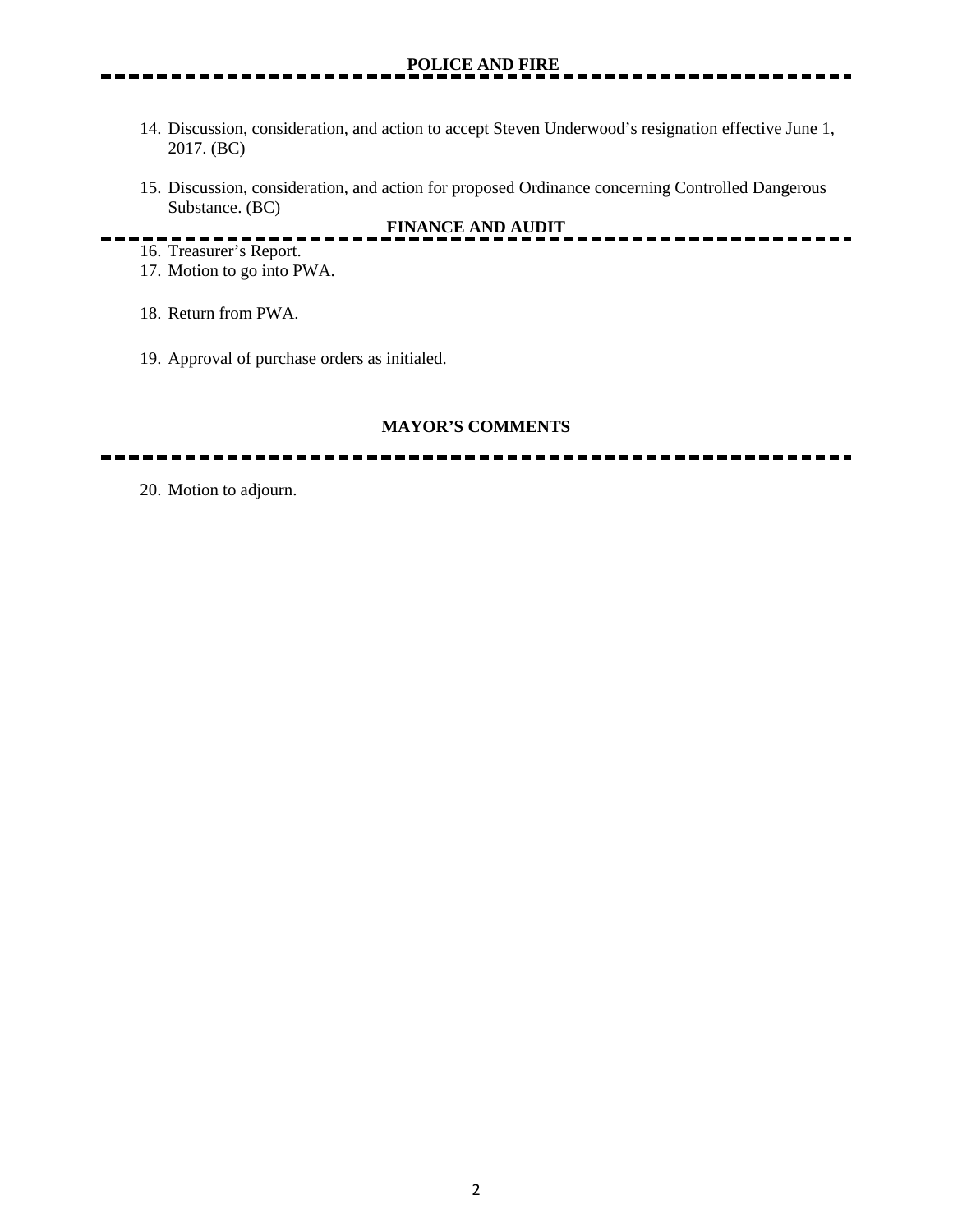## POLICE AND FIRE

14. Discussion, consideration, and action to accept Steven Underwood's resignation effective June 1, 2017. (BC)

15. Discussion, consideration, and action for proposed Ordinance concerning Controlled Dangerous Substance. (BC)

## FINANCE AND AUDIT

16. Treasurer's Report.
17. Motion to go into PWA.

18. Return from PWA.

19. Approval of purchase orders as initialed.

## MAYOR'S COMMENTS

20. Motion to adjourn.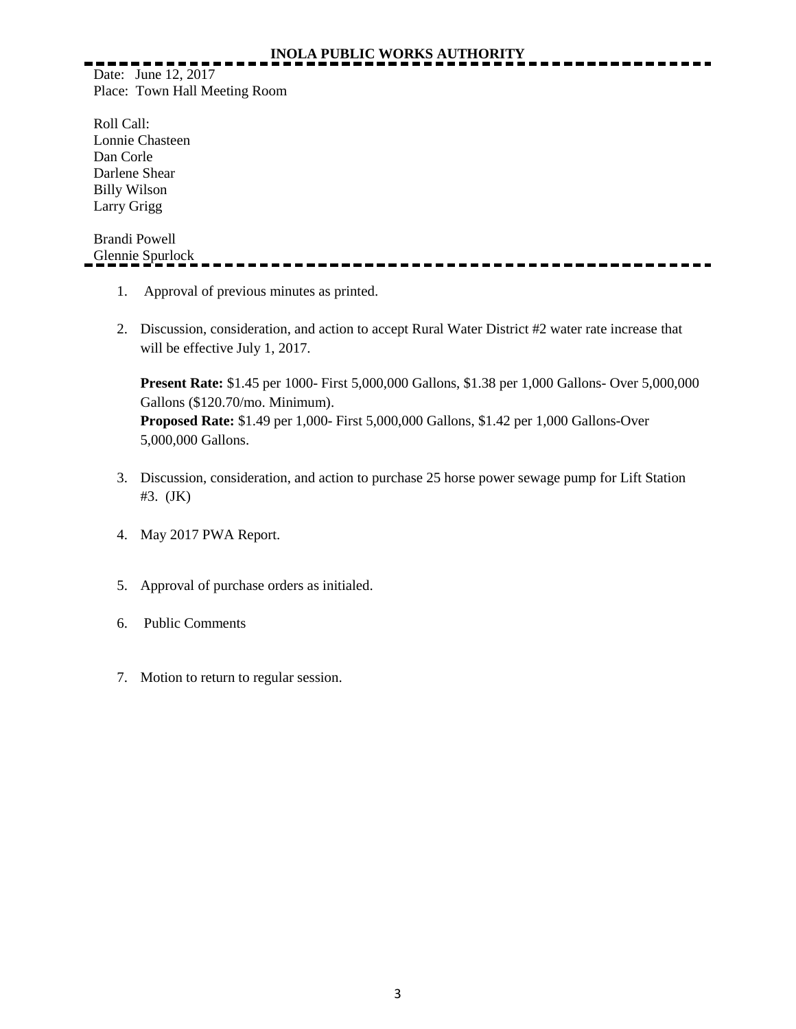**INOLA PUBLIC WORKS AUTHORITY**

Date: June 12, 2017
Place: Town Hall Meeting Room

Roll Call:
Lonnie Chasteen
Dan Corle
Darlene Shear
Billy Wilson
Larry Grigg

Brandi Powell
Glennie Spurlock

1. Approval of previous minutes as printed.

2. Discussion, consideration, and action to accept Rural Water District #2 water rate increase that will be effective July 1, 2017.

   **Present Rate:** $1.45 per 1000- First 5,000,000 Gallons, $1.38 per 1,000 Gallons- Over 5,000,000 Gallons ($120.70/mo. Minimum).
   **Proposed Rate:** $1.49 per 1,000- First 5,000,000 Gallons, $1.42 per 1,000 Gallons-Over 5,000,000 Gallons.

3. Discussion, consideration, and action to purchase 25 horse power sewage pump for Lift Station #3. (JK)

4. May 2017 PWA Report.

5. Approval of purchase orders as initialed.

6. Public Comments

7. Motion to return to regular session.